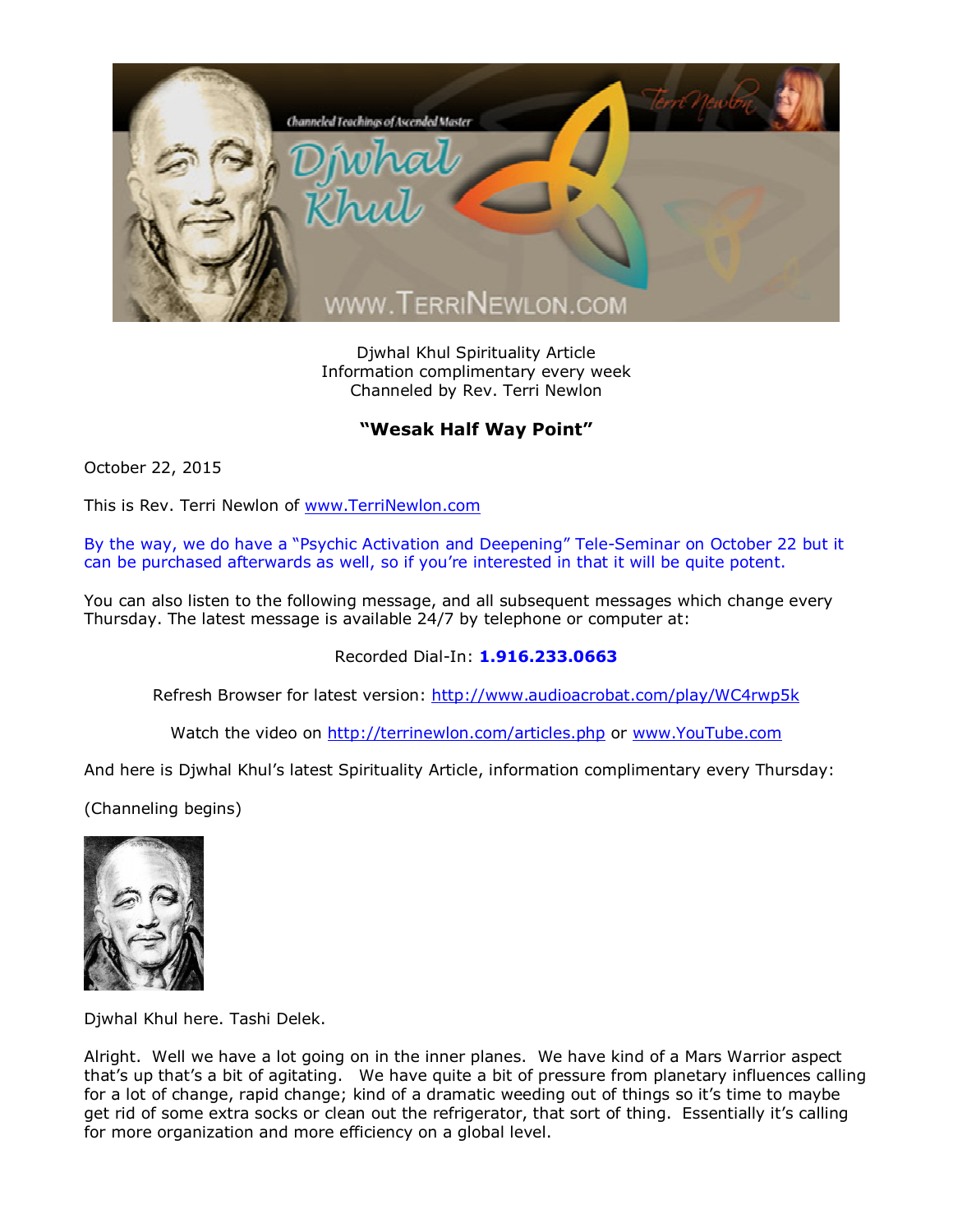Djwhal Khul Spirituality Article
Information complimentary every week
Channeled by Rev. Terri Newlon

## **"Wesak Half Way Point"**

October 22, 2015

This is Rev. Terri Newlon of www.TerriNewlon.com

By the way, we do have a "Psychic Activation and Deepening" Tele-Seminar on October 22 but it can be purchased afterwards as well, so if you're interested in that it will be quite potent.

You can also listen to the following message, and all subsequent messages which change every Thursday. The latest message is available 24/7 by telephone or computer at:

Recorded Dial-In: **1.916.233.0663**

Refresh Browser for latest version: http://www.audioacrobat.com/play/WC4rwp5k

Watch the video on http://terrinewlon.com/articles.php or www.YouTube.com

And here is Djwhal Khul's latest Spirituality Article, information complimentary every Thursday:

(Channeling begins)

Djwhal Khul here. Tashi Delek.

Alright. Well we have a lot going on in the inner planes. We have kind of a Mars Warrior aspect that's up that's a bit of agitating. We have quite a bit of pressure from planetary influences calling for a lot of change, rapid change; kind of a dramatic weeding out of things so it's time to maybe get rid of some extra socks or clean out the refrigerator, that sort of thing. Essentially it's calling for more organization and more efficiency on a global level.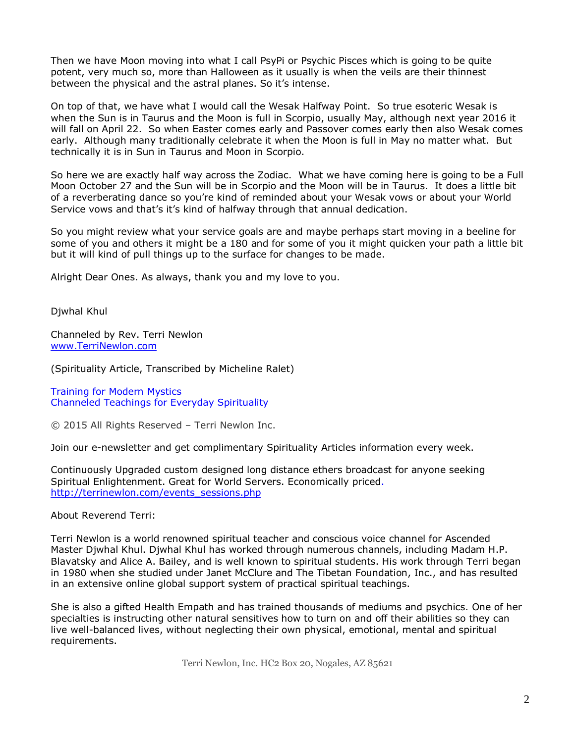Then we have Moon moving into what I call PsyPi or Psychic Pisces which is going to be quite potent, very much so, more than Halloween as it usually is when the veils are their thinnest between the physical and the astral planes. So it's intense.

On top of that, we have what I would call the Wesak Halfway Point. So true esoteric Wesak is when the Sun is in Taurus and the Moon is full in Scorpio, usually May, although next year 2016 it will fall on April 22. So when Easter comes early and Passover comes early then also Wesak comes early. Although many traditionally celebrate it when the Moon is full in May no matter what. But technically it is in Sun in Taurus and Moon in Scorpio.

So here we are exactly half way across the Zodiac. What we have coming here is going to be a Full Moon October 27 and the Sun will be in Scorpio and the Moon will be in Taurus. It does a little bit of a reverberating dance so you're kind of reminded about your Wesak vows or about your World Service vows and that's it's kind of halfway through that annual dedication.

So you might review what your service goals are and maybe perhaps start moving in a beeline for some of you and others it might be a 180 and for some of you it might quicken your path a little bit but it will kind of pull things up to the surface for changes to be made.

Alright Dear Ones. As always, thank you and my love to you.

Djwhal Khul

Channeled by Rev. Terri Newlon
www.TerriNewlon.com

(Spirituality Article, Transcribed by Micheline Ralet)

Training for Modern Mystics
Channeled Teachings for Everyday Spirituality

© 2015 All Rights Reserved – Terri Newlon Inc.

Join our e-newsletter and get complimentary Spirituality Articles information every week.

Continuously Upgraded custom designed long distance ethers broadcast for anyone seeking Spiritual Enlightenment. Great for World Servers. Economically priced.
http://terrinewlon.com/events_sessions.php

About Reverend Terri:

Terri Newlon is a world renowned spiritual teacher and conscious voice channel for Ascended Master Djwhal Khul. Djwhal Khul has worked through numerous channels, including Madam H.P. Blavatsky and Alice A. Bailey, and is well known to spiritual students. His work through Terri began in 1980 when she studied under Janet McClure and The Tibetan Foundation, Inc., and has resulted in an extensive online global support system of practical spiritual teachings.

She is also a gifted Health Empath and has trained thousands of mediums and psychics. One of her specialties is instructing other natural sensitives how to turn on and off their abilities so they can live well-balanced lives, without neglecting their own physical, emotional, mental and spiritual requirements.

Terri Newlon, Inc. HC2 Box 20, Nogales, AZ 85621